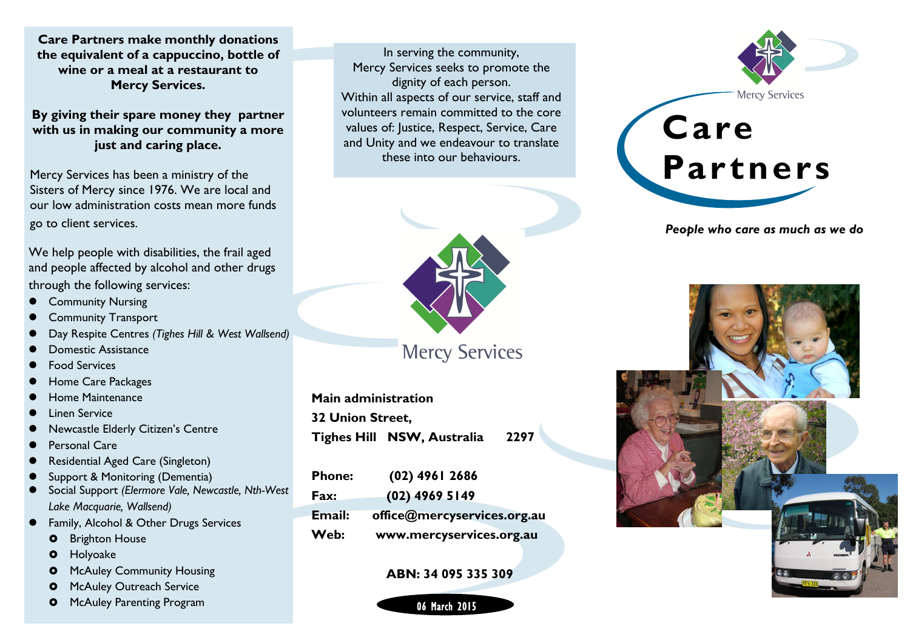**Care Partners make monthly donations the equivalent of a cappuccino, bottle of wine or a meal at a restaurant to Mercy Services.**

**By giving their spare money they partner with us in making our community a more just and caring place.**

Mercy Services has been a ministry of the Sisters of Mercy since 1976. We are local and our low administration costs mean more funds go to client services.

We help people with disabilities, the frail aged and people affected by alcohol and other drugs through the following services:

- Community Nursing
- Community Transport
- Day Respite Centres *(Tighes Hill & West Wallsend)*
- Domestic Assistance
- Food Services
- Home Care Packages
- Home Maintenance
- Linen Service
- Newcastle Elderly Citizen's Centre
- Personal Care
- Residential Aged Care (Singleton)
- Support & Monitoring (Dementia)
- Social Support *(Elermore Vale, Newcastle, Nth-West Lake Macquarie, Wallsend)*
- Family, Alcohol & Other Drugs Services
  - Brighton House
  - Holyoake
  - McAuley Community Housing
  - McAuley Outreach Service
  - McAuley Parenting Program

In serving the community, Mercy Services seeks to promote the dignity of each person. Within all aspects of our service, staff and volunteers remain committed to the core values of: Justice, Respect, Service, Care and Unity and we endeavour to translate these into our behaviours.

Mercy Services

**Main administration**
**32 Union Street,**
**Tighes Hill NSW, Australia 2297**

**Phone:** (02) 4961 2686
**Fax:** (02) 4969 5149
**Email:** office@mercyservices.org.au
**Web:** www.mercyservices.org.au

**ABN: 34 095 335 309**

06 March 2015

Mercy Services

# Care Partners

***People who care as much as we do***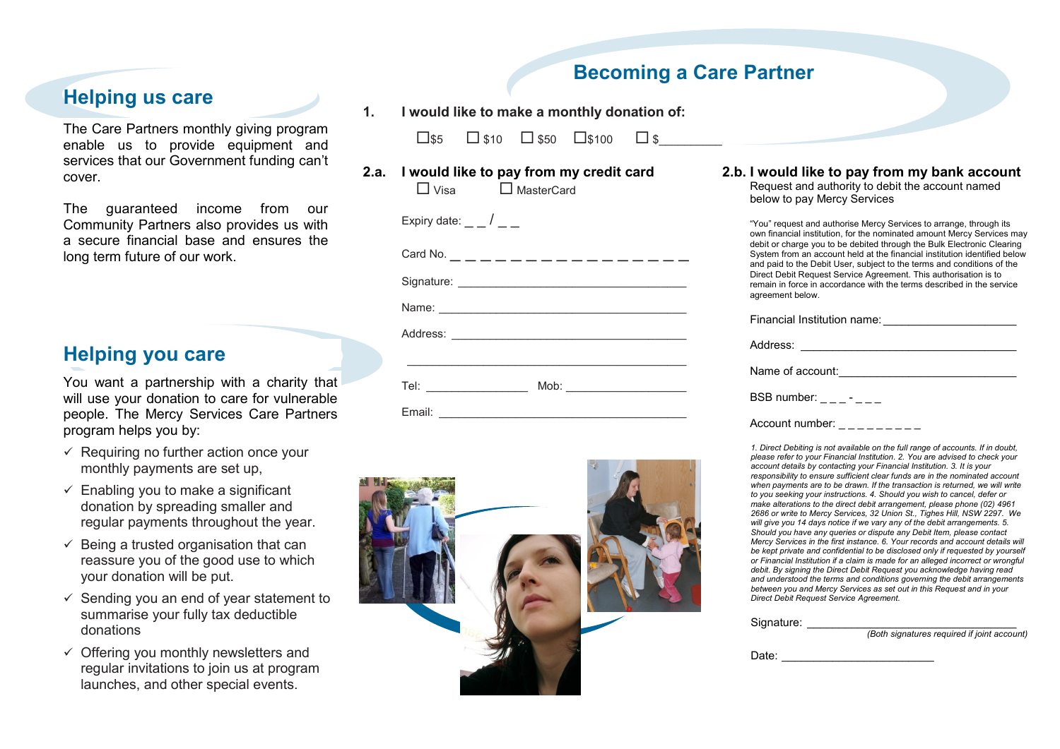## Helping us care

The Care Partners monthly giving program enable us to provide equipment and services that our Government funding can't cover.

The guaranteed income from our Community Partners also provides us with a secure financial base and ensures the long term future of our work.

## Helping you care

You want a partnership with a charity that will use your donation to care for vulnerable people. The Mercy Services Care Partners program helps you by:

- ✓ Requiring no further action once your monthly payments are set up,
- ✓ Enabling you to make a significant donation by spreading smaller and regular payments throughout the year.
- ✓ Being a trusted organisation that can reassure you of the good use to which your donation will be put.
- ✓ Sending you an end of year statement to summarise your fully tax deductible donations
- ✓ Offering you monthly newsletters and regular invitations to join us at program launches, and other special events.

## Becoming a Care Partner

**1. I would like to make a monthly donation of:**

☐ $5 ☐ $10 ☐ $50 ☐ $100 ☐ $_________

**2.a. I would like to pay from my credit card**

☐ Visa ☐ MasterCard

Expiry date: _ _ / _ _

Card No. _ _ _ _ _ _ _ _ _ _ _ _ _ _ _ _

Signature: ___________________________________

Name: ______________________________________

Address: ____________________________________

__________________________________________

Tel: _______________ Mob: __________________

Email: ______________________________________

**2.b. I would like to pay from my bank account**

Request and authority to debit the account named below to pay Mercy Services

"You" request and authorise Mercy Services to arrange, through its own financial institution, for the nominated amount Mercy Services may debit or charge you to be debited through the Bulk Electronic Clearing System from an account held at the financial institution identified below and paid to the Debit User, subject to the terms and conditions of the Direct Debit Request Service Agreement. This authorisation is to remain in force in accordance with the terms described in the service agreement below.

Financial Institution name: _____________________

Address: __________________________________

Name of account: ___________________________

BSB number: _ _ _ - _ _ _

Account number: _ _ _ _ _ _ _ _ _

*1. Direct Debiting is not available on the full range of accounts. If in doubt, please refer to your Financial Institution. 2. You are advised to check your account details by contacting your Financial Institution. 3. It is your responsibility to ensure sufficient clear funds are in the nominated account when payments are to be drawn. If the transaction is returned, we will write to you seeking your instructions. 4. Should you wish to cancel, defer or make alterations to the direct debit arrangement, please phone (02) 4961 2686 or write to Mercy Services, 32 Union St., Tighes Hill, NSW 2297. We will give you 14 days notice if we vary any of the debit arrangements. 5. Should you have any queries or dispute any Debit Item, please contact Mercy Services in the first instance. 6. Your records and account details will be kept private and confidential to be disclosed only if requested by yourself or Financial Institution if a claim is made for an alleged incorrect or wrongful debit. By signing the Direct Debit Request you acknowledge having read and understood the terms and conditions governing the debit arrangements between you and Mercy Services as set out in this Request and in your Direct Debit Request Service Agreement.*

Signature: ___________________________________

*(Both signatures required if joint account)*

Date: _______________________